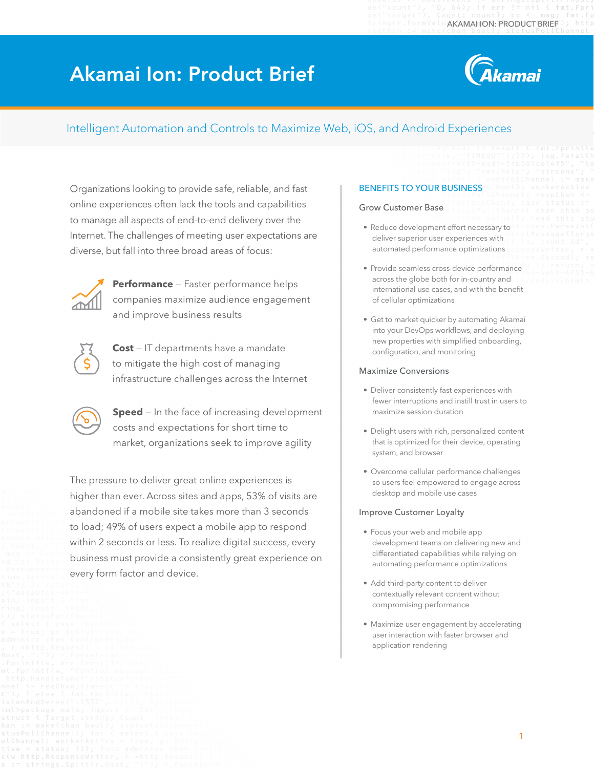# Akamai Ion: Product Brief

## Intelligent Automation and Controls to Maximize Web, iOS, and Android Experiences

Organizations looking to provide safe, reliable, and fast online experiences often lack the tools and capabilities to manage all aspects of end-to-end delivery over the Internet. The challenges of meeting user expectations are diverse, but fall into three broad areas of focus:

**Performance** – Faster performance helps companies maximize audience engagement and improve business results

**Cost** – IT departments have a mandate to mitigate the high cost of managing infrastructure challenges across the Internet

**Speed** – In the face of increasing development costs and expectations for short time to market, organizations seek to improve agility

The pressure to deliver great online experiences is higher than ever. Across sites and apps, 53% of visits are abandoned if a mobile site takes more than 3 seconds to load; 49% of users expect a mobile app to respond within 2 seconds or less. To realize digital success, every business must provide a consistently great experience on every form factor and device.

### BENEFITS TO YOUR BUSINESS

#### Grow Customer Base

- Reduce development effort necessary to deliver superior user experiences with automated performance optimizations
- Provide seamless cross-device performance across the globe both for in-country and international use cases, and with the benefit of cellular optimizations
- Get to market quicker by automating Akamai into your DevOps workflows, and deploying new properties with simplified onboarding, configuration, and monitoring

#### Maximize Conversions

- Deliver consistently fast experiences with fewer interruptions and instill trust in users to maximize session duration
- Delight users with rich, personalized content that is optimized for their device, operating system, and browser
- Overcome cellular performance challenges so users feel empowered to engage across desktop and mobile use cases

#### Improve Customer Loyalty

- Focus your web and mobile app development teams on delivering new and differentiated capabilities while relying on automating performance optimizations
- Add third-party content to deliver contextually relevant content without compromising performance
- Maximize user engagement by accelerating user interaction with faster browser and application rendering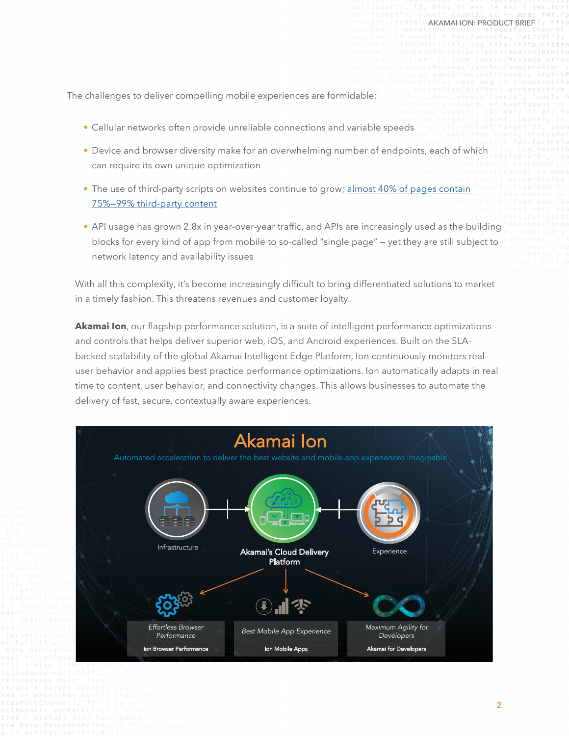The challenges to deliver compelling mobile experiences are formidable:

- Cellular networks often provide unreliable connections and variable speeds
- Device and browser diversity make for an overwhelming number of endpoints, each of which can require its own unique optimization
- The use of third-party scripts on websites continue to grow; almost 40% of pages contain 75%–99% third-party content
- API usage has grown 2.8x in year-over-year traffic, and APIs are increasingly used as the building blocks for every kind of app from mobile to so-called "single page" – yet they are still subject to network latency and availability issues

With all this complexity, it's become increasingly difficult to bring differentiated solutions to market in a timely fashion. This threatens revenues and customer loyalty.

**Akamai Ion**, our flagship performance solution, is a suite of intelligent performance optimizations and controls that helps deliver superior web, iOS, and Android experiences. Built on the SLA-backed scalability of the global Akamai Intelligent Edge Platform, Ion continuously monitors real user behavior and applies best practice performance optimizations. Ion automatically adapts in real time to content, user behavior, and connectivity changes. This allows businesses to automate the delivery of fast, secure, contextually aware experiences.

Akamai Ion

Automated acceleration to deliver the best website and mobile app experiences imaginable

Infrastructure — Akamai's Cloud Delivery Platform — Experience

| Effortless Browser Performance | Best Mobile App Experience | Maximum Agility for Developers |
| --- | --- | --- |
| Ion Browser Performance | Ion Mobile Apps | Akamai for Developers |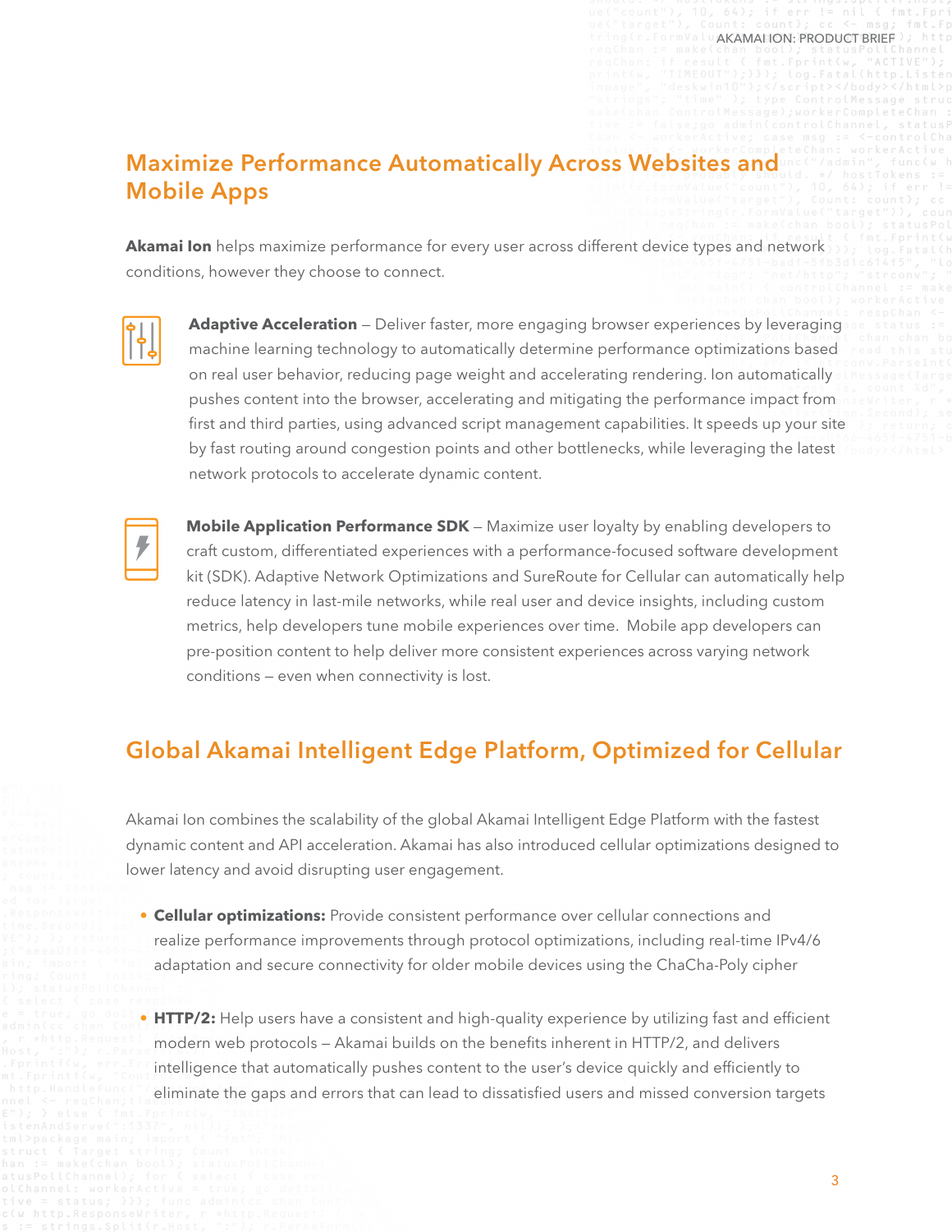## Maximize Performance Automatically Across Websites and Mobile Apps

**Akamai Ion** helps maximize performance for every user across different device types and network conditions, however they choose to connect.

**Adaptive Acceleration** — Deliver faster, more engaging browser experiences by leveraging machine learning technology to automatically determine performance optimizations based on real user behavior, reducing page weight and accelerating rendering. Ion automatically pushes content into the browser, accelerating and mitigating the performance impact from first and third parties, using advanced script management capabilities. It speeds up your site by fast routing around congestion points and other bottlenecks, while leveraging the latest network protocols to accelerate dynamic content.

**Mobile Application Performance SDK** — Maximize user loyalty by enabling developers to craft custom, differentiated experiences with a performance-focused software development kit (SDK). Adaptive Network Optimizations and SureRoute for Cellular can automatically help reduce latency in last-mile networks, while real user and device insights, including custom metrics, help developers tune mobile experiences over time. Mobile app developers can pre-position content to help deliver more consistent experiences across varying network conditions — even when connectivity is lost.

## Global Akamai Intelligent Edge Platform, Optimized for Cellular

Akamai Ion combines the scalability of the global Akamai Intelligent Edge Platform with the fastest dynamic content and API acceleration. Akamai has also introduced cellular optimizations designed to lower latency and avoid disrupting user engagement.

- **Cellular optimizations:** Provide consistent performance over cellular connections and realize performance improvements through protocol optimizations, including real-time IPv4/6 adaptation and secure connectivity for older mobile devices using the ChaCha-Poly cipher
- **HTTP/2:** Help users have a consistent and high-quality experience by utilizing fast and efficient modern web protocols — Akamai builds on the benefits inherent in HTTP/2, and delivers intelligence that automatically pushes content to the user's device quickly and efficiently to eliminate the gaps and errors that can lead to dissatisfied users and missed conversion targets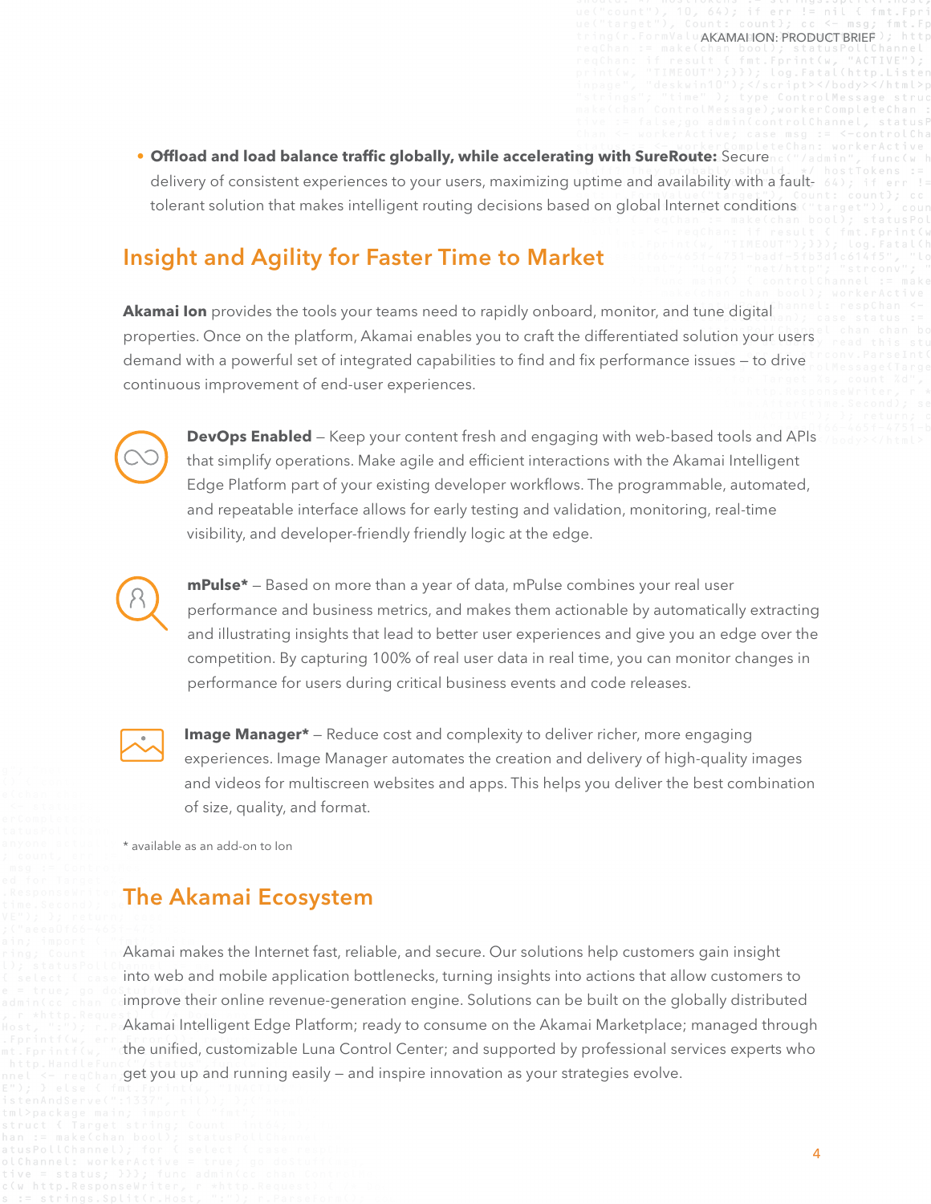- **Offload and load balance traffic globally, while accelerating with SureRoute:** Secure delivery of consistent experiences to your users, maximizing uptime and availability with a fault-tolerant solution that makes intelligent routing decisions based on global Internet conditions

## Insight and Agility for Faster Time to Market

**Akamai Ion** provides the tools your teams need to rapidly onboard, monitor, and tune digital properties. Once on the platform, Akamai enables you to craft the differentiated solution your users demand with a powerful set of integrated capabilities to find and fix performance issues – to drive continuous improvement of end-user experiences.

**DevOps Enabled** – Keep your content fresh and engaging with web-based tools and APIs that simplify operations. Make agile and efficient interactions with the Akamai Intelligent Edge Platform part of your existing developer workflows. The programmable, automated, and repeatable interface allows for early testing and validation, monitoring, real-time visibility, and developer-friendly friendly logic at the edge.

**mPulse*** – Based on more than a year of data, mPulse combines your real user performance and business metrics, and makes them actionable by automatically extracting and illustrating insights that lead to better user experiences and give you an edge over the competition. By capturing 100% of real user data in real time, you can monitor changes in performance for users during critical business events and code releases.

**Image Manager*** – Reduce cost and complexity to deliver richer, more engaging experiences. Image Manager automates the creation and delivery of high-quality images and videos for multiscreen websites and apps. This helps you deliver the best combination of size, quality, and format.

* available as an add-on to Ion

## The Akamai Ecosystem

Akamai makes the Internet fast, reliable, and secure. Our solutions help customers gain insight into web and mobile application bottlenecks, turning insights into actions that allow customers to improve their online revenue-generation engine. Solutions can be built on the globally distributed Akamai Intelligent Edge Platform; ready to consume on the Akamai Marketplace; managed through the unified, customizable Luna Control Center; and supported by professional services experts who get you up and running easily – and inspire innovation as your strategies evolve.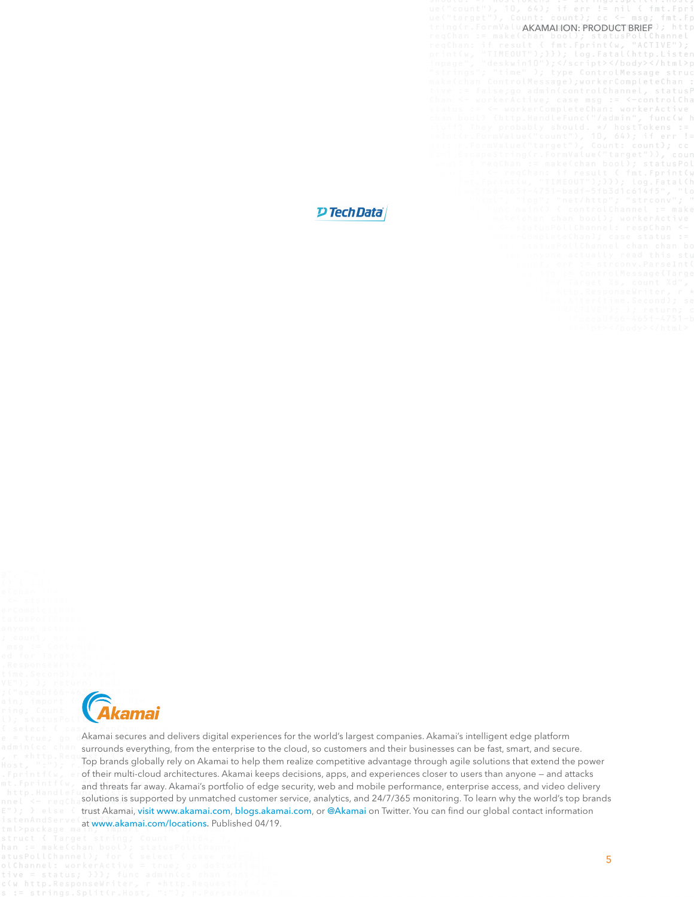Akamai secures and delivers digital experiences for the world's largest companies. Akamai's intelligent edge platform surrounds everything, from the enterprise to the cloud, so customers and their businesses can be fast, smart, and secure. Top brands globally rely on Akamai to help them realize competitive advantage through agile solutions that extend the power of their multi-cloud architectures. Akamai keeps decisions, apps, and experiences closer to users than anyone — and attacks and threats far away. Akamai's portfolio of edge security, web and mobile performance, enterprise access, and video delivery solutions is supported by unmatched customer service, analytics, and 24/7/365 monitoring. To learn why the world's top brands trust Akamai, visit www.akamai.com, blogs.akamai.com, or @Akamai on Twitter. You can find our global contact information at www.akamai.com/locations. Published 04/19.